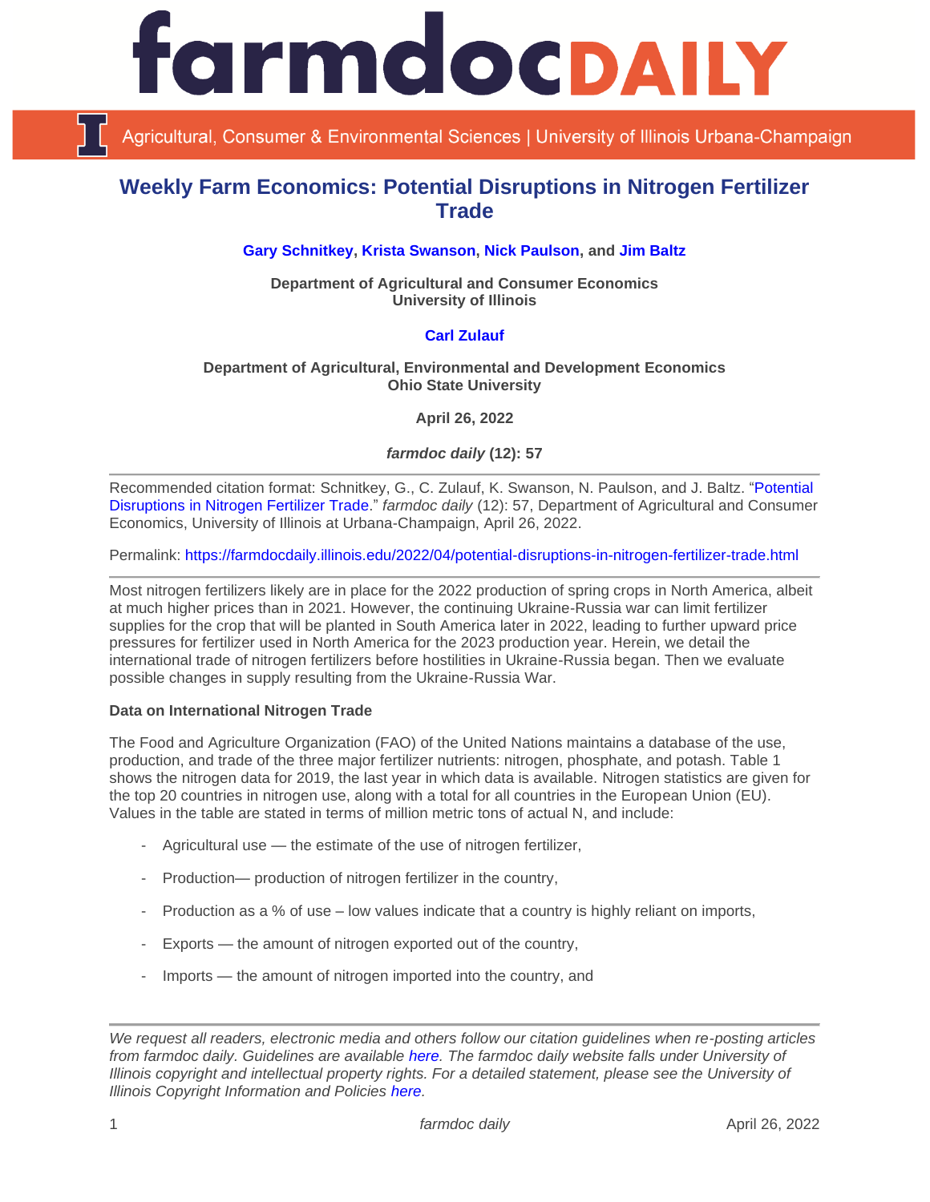farmdoc**DAILY**

Agricultural, Consumer & Environmental Sciences | University of Illinois Urbana-Champaign

# Weekly Farm Economics: Potential Disruptions in Nitrogen Fertilizer Trade

**Gary Schnitkey, Krista Swanson, Nick Paulson, and Jim Baltz**

**Department of Agricultural and Consumer Economics**
**University of Illinois**

**Carl Zulauf**

**Department of Agricultural, Environmental and Development Economics**
**Ohio State University**

**April 26, 2022**

***farmdoc daily* (12): 57**

Recommended citation format: Schnitkey, G., C. Zulauf, K. Swanson, N. Paulson, and J. Baltz. "Potential Disruptions in Nitrogen Fertilizer Trade." *farmdoc daily* (12): 57, Department of Agricultural and Consumer Economics, University of Illinois at Urbana-Champaign, April 26, 2022.

Permalink: https://farmdocdaily.illinois.edu/2022/04/potential-disruptions-in-nitrogen-fertilizer-trade.html

Most nitrogen fertilizers likely are in place for the 2022 production of spring crops in North America, albeit at much higher prices than in 2021. However, the continuing Ukraine-Russia war can limit fertilizer supplies for the crop that will be planted in South America later in 2022, leading to further upward price pressures for fertilizer used in North America for the 2023 production year. Herein, we detail the international trade of nitrogen fertilizers before hostilities in Ukraine-Russia began. Then we evaluate possible changes in supply resulting from the Ukraine-Russia War.

**Data on International Nitrogen Trade**

The Food and Agriculture Organization (FAO) of the United Nations maintains a database of the use, production, and trade of the three major fertilizer nutrients: nitrogen, phosphate, and potash. Table 1 shows the nitrogen data for 2019, the last year in which data is available. Nitrogen statistics are given for the top 20 countries in nitrogen use, along with a total for all countries in the European Union (EU). Values in the table are stated in terms of million metric tons of actual N, and include:

- Agricultural use — the estimate of the use of nitrogen fertilizer,
- Production— production of nitrogen fertilizer in the country,
- Production as a % of use – low values indicate that a country is highly reliant on imports,
- Exports — the amount of nitrogen exported out of the country,
- Imports — the amount of nitrogen imported into the country, and

*We request all readers, electronic media and others follow our citation guidelines when re-posting articles from farmdoc daily. Guidelines are available here. The farmdoc daily website falls under University of Illinois copyright and intellectual property rights. For a detailed statement, please see the University of Illinois Copyright Information and Policies here.*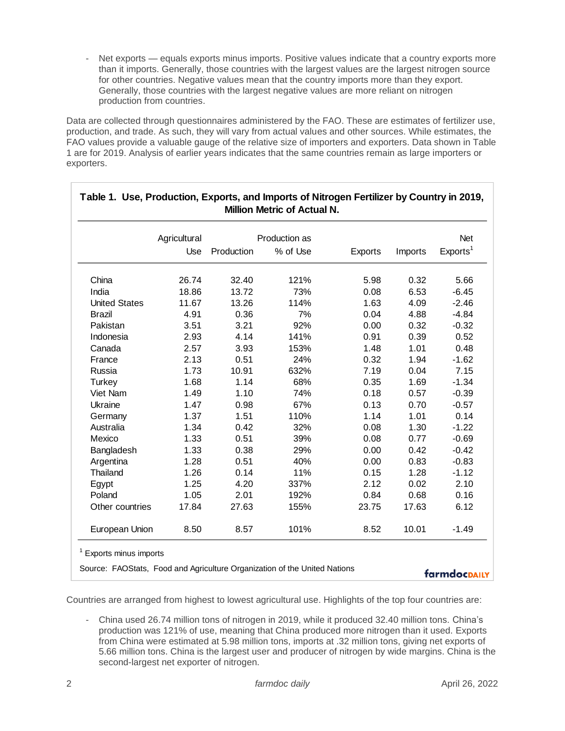- Net exports — equals exports minus imports. Positive values indicate that a country exports more than it imports. Generally, those countries with the largest values are the largest nitrogen source for other countries. Negative values mean that the country imports more than they export. Generally, those countries with the largest negative values are more reliant on nitrogen production from countries.

Data are collected through questionnaires administered by the FAO. These are estimates of fertilizer use, production, and trade. As such, they will vary from actual values and other sources. While estimates, the FAO values provide a valuable gauge of the relative size of importers and exporters. Data shown in Table 1 are for 2019. Analysis of earlier years indicates that the same countries remain as large importers or exporters.

**Table 1. Use, Production, Exports, and Imports of Nitrogen Fertilizer by Country in 2019, Million Metric of Actual N.**

| | Agricultural Use | Production | Production as % of Use | Exports | Imports | Net Exports[1] |
|---|---|---|---|---|---|---|
| China | 26.74 | 32.40 | 121% | 5.98 | 0.32 | 5.66 |
| India | 18.86 | 13.72 | 73% | 0.08 | 6.53 | -6.45 |
| United States | 11.67 | 13.26 | 114% | 1.63 | 4.09 | -2.46 |
| Brazil | 4.91 | 0.36 | 7% | 0.04 | 4.88 | -4.84 |
| Pakistan | 3.51 | 3.21 | 92% | 0.00 | 0.32 | -0.32 |
| Indonesia | 2.93 | 4.14 | 141% | 0.91 | 0.39 | 0.52 |
| Canada | 2.57 | 3.93 | 153% | 1.48 | 1.01 | 0.48 |
| France | 2.13 | 0.51 | 24% | 0.32 | 1.94 | -1.62 |
| Russia | 1.73 | 10.91 | 632% | 7.19 | 0.04 | 7.15 |
| Turkey | 1.68 | 1.14 | 68% | 0.35 | 1.69 | -1.34 |
| Viet Nam | 1.49 | 1.10 | 74% | 0.18 | 0.57 | -0.39 |
| Ukraine | 1.47 | 0.98 | 67% | 0.13 | 0.70 | -0.57 |
| Germany | 1.37 | 1.51 | 110% | 1.14 | 1.01 | 0.14 |
| Australia | 1.34 | 0.42 | 32% | 0.08 | 1.30 | -1.22 |
| Mexico | 1.33 | 0.51 | 39% | 0.08 | 0.77 | -0.69 |
| Bangladesh | 1.33 | 0.38 | 29% | 0.00 | 0.42 | -0.42 |
| Argentina | 1.28 | 0.51 | 40% | 0.00 | 0.83 | -0.83 |
| Thailand | 1.26 | 0.14 | 11% | 0.15 | 1.28 | -1.12 |
| Egypt | 1.25 | 4.20 | 337% | 2.12 | 0.02 | 2.10 |
| Poland | 1.05 | 2.01 | 192% | 0.84 | 0.68 | 0.16 |
| Other countries | 17.84 | 27.63 | 155% | 23.75 | 17.63 | 6.12 |
| European Union | 8.50 | 8.57 | 101% | 8.52 | 10.01 | -1.49 |

[1] Exports minus imports

Source: FAOStats, Food and Agriculture Organization of the United Nations

Countries are arranged from highest to lowest agricultural use. Highlights of the top four countries are:

- China used 26.74 million tons of nitrogen in 2019, while it produced 32.40 million tons. China's production was 121% of use, meaning that China produced more nitrogen than it used. Exports from China were estimated at 5.98 million tons, imports at .32 million tons, giving net exports of 5.66 million tons. China is the largest user and producer of nitrogen by wide margins. China is the second-largest net exporter of nitrogen.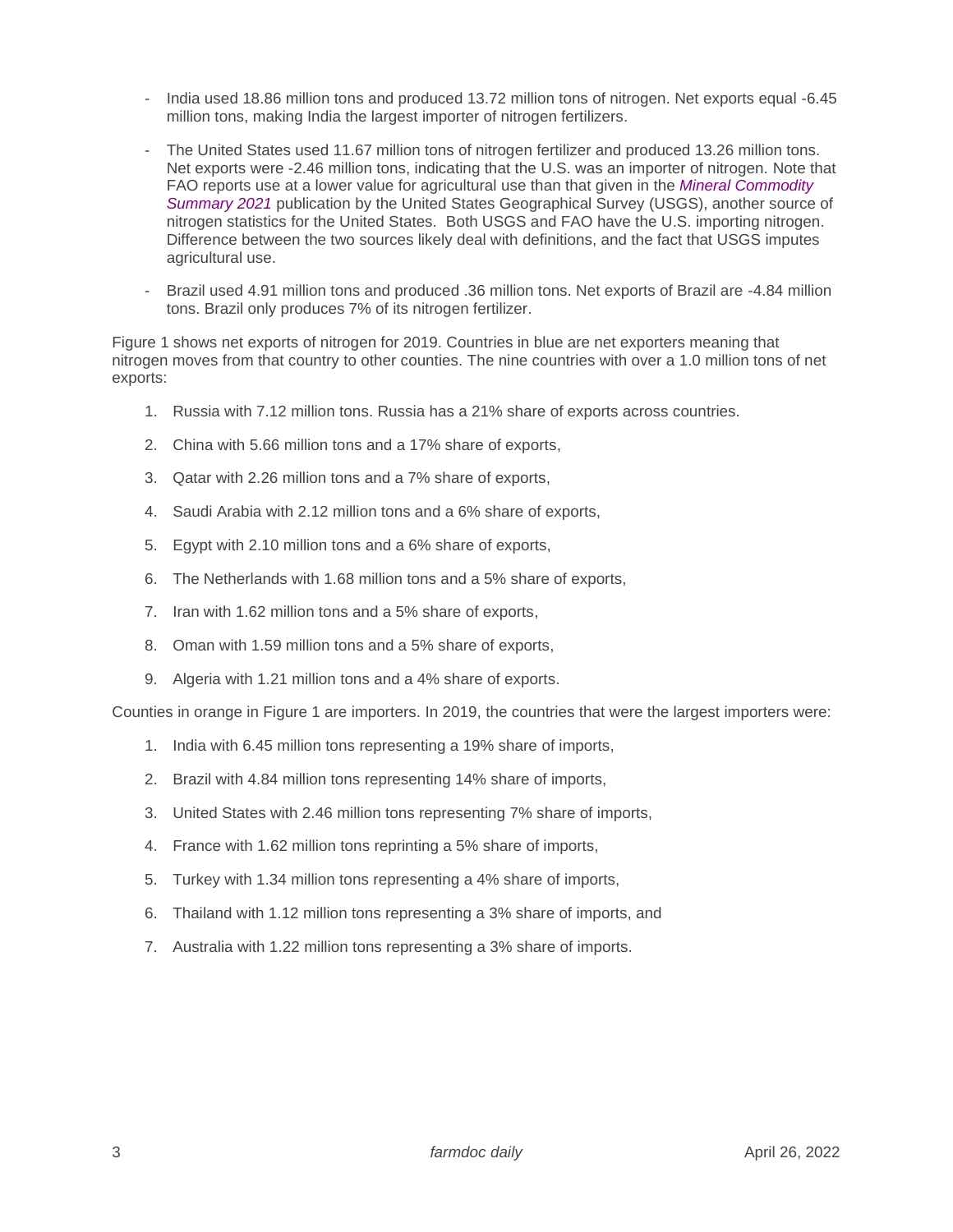- India used 18.86 million tons and produced 13.72 million tons of nitrogen. Net exports equal -6.45 million tons, making India the largest importer of nitrogen fertilizers.

- The United States used 11.67 million tons of nitrogen fertilizer and produced 13.26 million tons. Net exports were -2.46 million tons, indicating that the U.S. was an importer of nitrogen. Note that FAO reports use at a lower value for agricultural use than that given in the *Mineral Commodity Summary 2021* publication by the United States Geographical Survey (USGS), another source of nitrogen statistics for the United States. Both USGS and FAO have the U.S. importing nitrogen. Difference between the two sources likely deal with definitions, and the fact that USGS imputes agricultural use.

- Brazil used 4.91 million tons and produced .36 million tons. Net exports of Brazil are -4.84 million tons. Brazil only produces 7% of its nitrogen fertilizer.

Figure 1 shows net exports of nitrogen for 2019. Countries in blue are net exporters meaning that nitrogen moves from that country to other counties. The nine countries with over a 1.0 million tons of net exports:

1. Russia with 7.12 million tons. Russia has a 21% share of exports across countries.
2. China with 5.66 million tons and a 17% share of exports,
3. Qatar with 2.26 million tons and a 7% share of exports,
4. Saudi Arabia with 2.12 million tons and a 6% share of exports,
5. Egypt with 2.10 million tons and a 6% share of exports,
6. The Netherlands with 1.68 million tons and a 5% share of exports,
7. Iran with 1.62 million tons and a 5% share of exports,
8. Oman with 1.59 million tons and a 5% share of exports,
9. Algeria with 1.21 million tons and a 4% share of exports.

Counties in orange in Figure 1 are importers. In 2019, the countries that were the largest importers were:

1. India with 6.45 million tons representing a 19% share of imports,
2. Brazil with 4.84 million tons representing 14% share of imports,
3. United States with 2.46 million tons representing 7% share of imports,
4. France with 1.62 million tons reprinting a 5% share of imports,
5. Turkey with 1.34 million tons representing a 4% share of imports,
6. Thailand with 1.12 million tons representing a 3% share of imports, and
7. Australia with 1.22 million tons representing a 3% share of imports.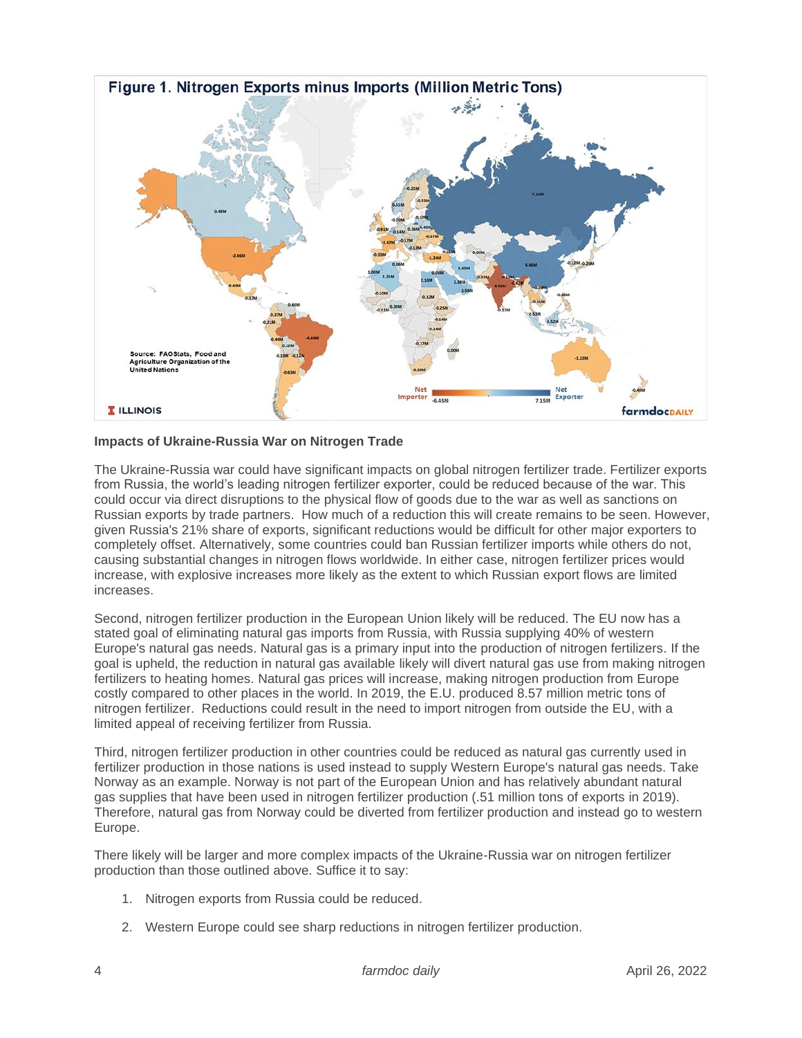**Figure 1. Nitrogen Exports minus Imports (Million Metric Tons)**

Source: FAOStats, Food and Agriculture Organization of the United Nations

### Impacts of Ukraine-Russia War on Nitrogen Trade

The Ukraine-Russia war could have significant impacts on global nitrogen fertilizer trade. Fertilizer exports from Russia, the world's leading nitrogen fertilizer exporter, could be reduced because of the war. This could occur via direct disruptions to the physical flow of goods due to the war as well as sanctions on Russian exports by trade partners. How much of a reduction this will create remains to be seen. However, given Russia's 21% share of exports, significant reductions would be difficult for other major exporters to completely offset. Alternatively, some countries could ban Russian fertilizer imports while others do not, causing substantial changes in nitrogen flows worldwide. In either case, nitrogen fertilizer prices would increase, with explosive increases more likely as the extent to which Russian export flows are limited increases.

Second, nitrogen fertilizer production in the European Union likely will be reduced. The EU now has a stated goal of eliminating natural gas imports from Russia, with Russia supplying 40% of western Europe's natural gas needs. Natural gas is a primary input into the production of nitrogen fertilizers. If the goal is upheld, the reduction in natural gas available likely will divert natural gas use from making nitrogen fertilizers to heating homes. Natural gas prices will increase, making nitrogen production from Europe costly compared to other places in the world. In 2019, the E.U. produced 8.57 million metric tons of nitrogen fertilizer. Reductions could result in the need to import nitrogen from outside the EU, with a limited appeal of receiving fertilizer from Russia.

Third, nitrogen fertilizer production in other countries could be reduced as natural gas currently used in fertilizer production in those nations is used instead to supply Western Europe's natural gas needs. Take Norway as an example. Norway is not part of the European Union and has relatively abundant natural gas supplies that have been used in nitrogen fertilizer production (.51 million tons of exports in 2019). Therefore, natural gas from Norway could be diverted from fertilizer production and instead go to western Europe.

There likely will be larger and more complex impacts of the Ukraine-Russia war on nitrogen fertilizer production than those outlined above. Suffice it to say:

1. Nitrogen exports from Russia could be reduced.
2. Western Europe could see sharp reductions in nitrogen fertilizer production.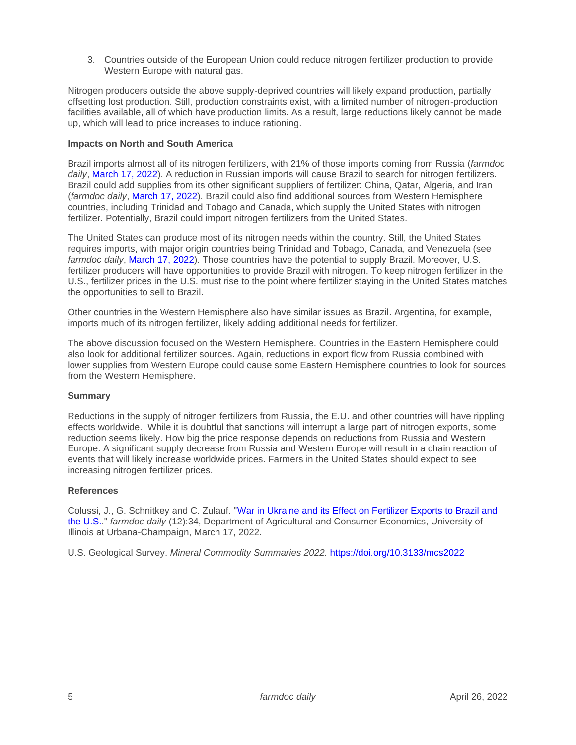3. Countries outside of the European Union could reduce nitrogen fertilizer production to provide Western Europe with natural gas.

Nitrogen producers outside the above supply-deprived countries will likely expand production, partially offsetting lost production. Still, production constraints exist, with a limited number of nitrogen-production facilities available, all of which have production limits. As a result, large reductions likely cannot be made up, which will lead to price increases to induce rationing.

**Impacts on North and South America**

Brazil imports almost all of its nitrogen fertilizers, with 21% of those imports coming from Russia (*farmdoc daily*, March 17, 2022). A reduction in Russian imports will cause Brazil to search for nitrogen fertilizers. Brazil could add supplies from its other significant suppliers of fertilizer: China, Qatar, Algeria, and Iran (*farmdoc daily*, March 17, 2022). Brazil could also find additional sources from Western Hemisphere countries, including Trinidad and Tobago and Canada, which supply the United States with nitrogen fertilizer. Potentially, Brazil could import nitrogen fertilizers from the United States.

The United States can produce most of its nitrogen needs within the country. Still, the United States requires imports, with major origin countries being Trinidad and Tobago, Canada, and Venezuela (see *farmdoc daily*, March 17, 2022). Those countries have the potential to supply Brazil. Moreover, U.S. fertilizer producers will have opportunities to provide Brazil with nitrogen. To keep nitrogen fertilizer in the U.S., fertilizer prices in the U.S. must rise to the point where fertilizer staying in the United States matches the opportunities to sell to Brazil.

Other countries in the Western Hemisphere also have similar issues as Brazil. Argentina, for example, imports much of its nitrogen fertilizer, likely adding additional needs for fertilizer.

The above discussion focused on the Western Hemisphere. Countries in the Eastern Hemisphere could also look for additional fertilizer sources. Again, reductions in export flow from Russia combined with lower supplies from Western Europe could cause some Eastern Hemisphere countries to look for sources from the Western Hemisphere.

**Summary**

Reductions in the supply of nitrogen fertilizers from Russia, the E.U. and other countries will have rippling effects worldwide. While it is doubtful that sanctions will interrupt a large part of nitrogen exports, some reduction seems likely. How big the price response depends on reductions from Russia and Western Europe. A significant supply decrease from Russia and Western Europe will result in a chain reaction of events that will likely increase worldwide prices. Farmers in the United States should expect to see increasing nitrogen fertilizer prices.

**References**

Colussi, J., G. Schnitkey and C. Zulauf. "War in Ukraine and its Effect on Fertilizer Exports to Brazil and the U.S.." *farmdoc daily* (12):34, Department of Agricultural and Consumer Economics, University of Illinois at Urbana-Champaign, March 17, 2022.

U.S. Geological Survey. *Mineral Commodity Summaries 2022.* https://doi.org/10.3133/mcs2022